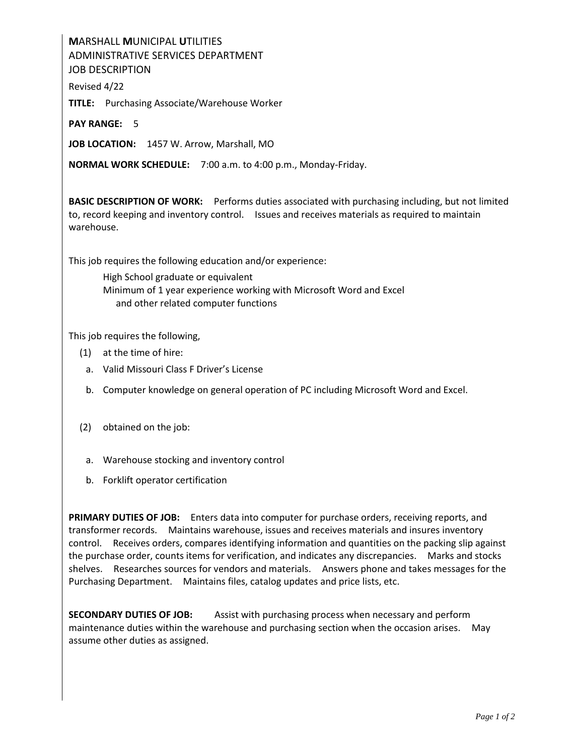**M**ARSHALL **M**UNICIPAL **U**TILITIES
ADMINISTRATIVE SERVICES DEPARTMENT
JOB DESCRIPTION

Revised 4/22

**TITLE:** Purchasing Associate/Warehouse Worker

**PAY RANGE:** 5

**JOB LOCATION:** 1457 W. Arrow, Marshall, MO

**NORMAL WORK SCHEDULE:** 7:00 a.m. to 4:00 p.m., Monday-Friday.

**BASIC DESCRIPTION OF WORK:** Performs duties associated with purchasing including, but not limited to, record keeping and inventory control. Issues and receives materials as required to maintain warehouse.

This job requires the following education and/or experience:

High School graduate or equivalent
Minimum of 1 year experience working with Microsoft Word and Excel and other related computer functions

This job requires the following,

(1) at the time of hire:

a. Valid Missouri Class F Driver's License
b. Computer knowledge on general operation of PC including Microsoft Word and Excel.

(2) obtained on the job:

a. Warehouse stocking and inventory control
b. Forklift operator certification

**PRIMARY DUTIES OF JOB:** Enters data into computer for purchase orders, receiving reports, and transformer records. Maintains warehouse, issues and receives materials and insures inventory control. Receives orders, compares identifying information and quantities on the packing slip against the purchase order, counts items for verification, and indicates any discrepancies. Marks and stocks shelves. Researches sources for vendors and materials. Answers phone and takes messages for the Purchasing Department. Maintains files, catalog updates and price lists, etc.

**SECONDARY DUTIES OF JOB:** Assist with purchasing process when necessary and perform maintenance duties within the warehouse and purchasing section when the occasion arises. May assume other duties as assigned.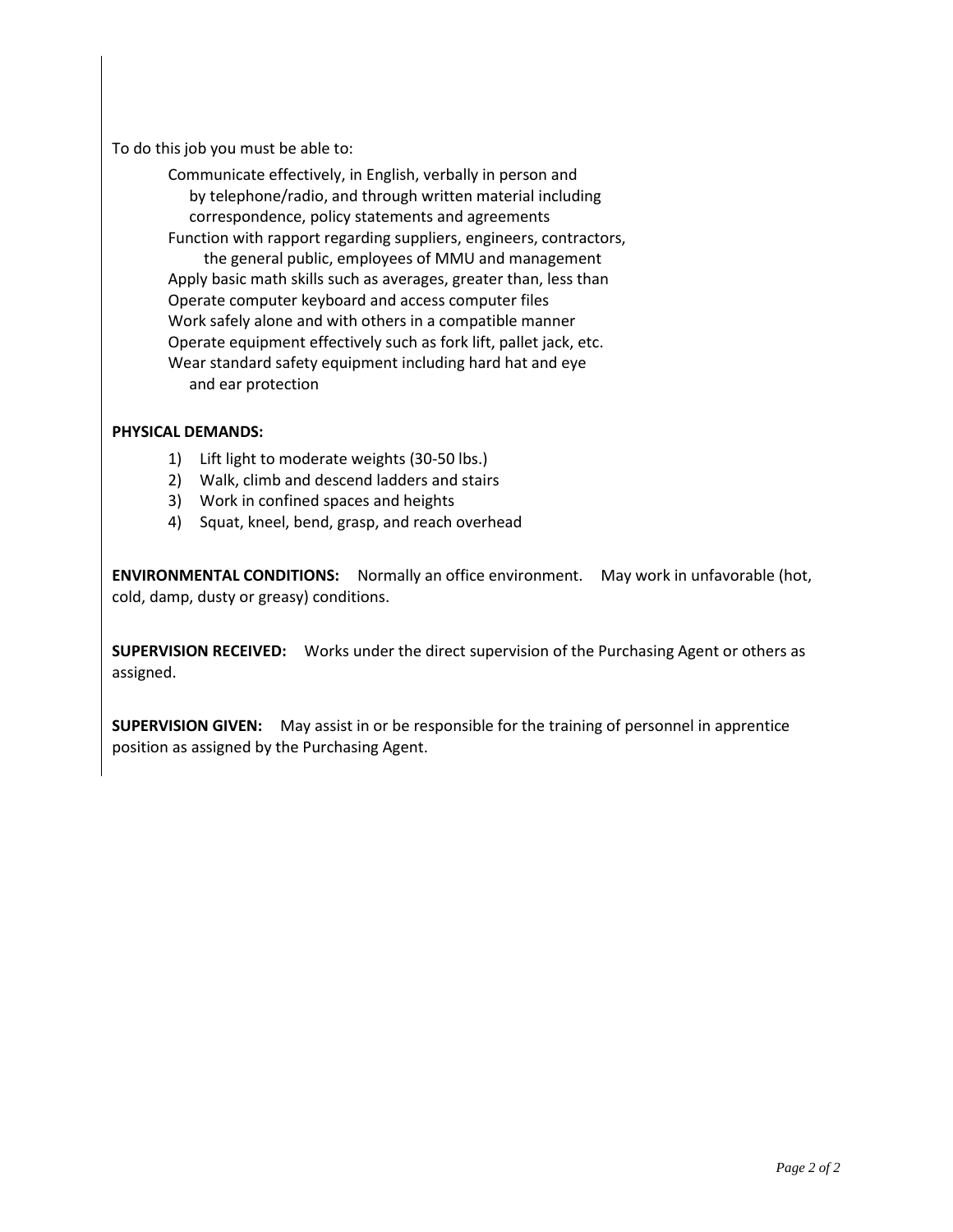To do this job you must be able to:

- Communicate effectively, in English, verbally in person and by telephone/radio, and through written material including correspondence, policy statements and agreements
- Function with rapport regarding suppliers, engineers, contractors, the general public, employees of MMU and management
- Apply basic math skills such as averages, greater than, less than
- Operate computer keyboard and access computer files
- Work safely alone and with others in a compatible manner
- Operate equipment effectively such as fork lift, pallet jack, etc.
- Wear standard safety equipment including hard hat and eye and ear protection

**PHYSICAL DEMANDS:**

1) Lift light to moderate weights (30-50 lbs.)
2) Walk, climb and descend ladders and stairs
3) Work in confined spaces and heights
4) Squat, kneel, bend, grasp, and reach overhead

**ENVIRONMENTAL CONDITIONS:** Normally an office environment. May work in unfavorable (hot, cold, damp, dusty or greasy) conditions.

**SUPERVISION RECEIVED:** Works under the direct supervision of the Purchasing Agent or others as assigned.

**SUPERVISION GIVEN:** May assist in or be responsible for the training of personnel in apprentice position as assigned by the Purchasing Agent.